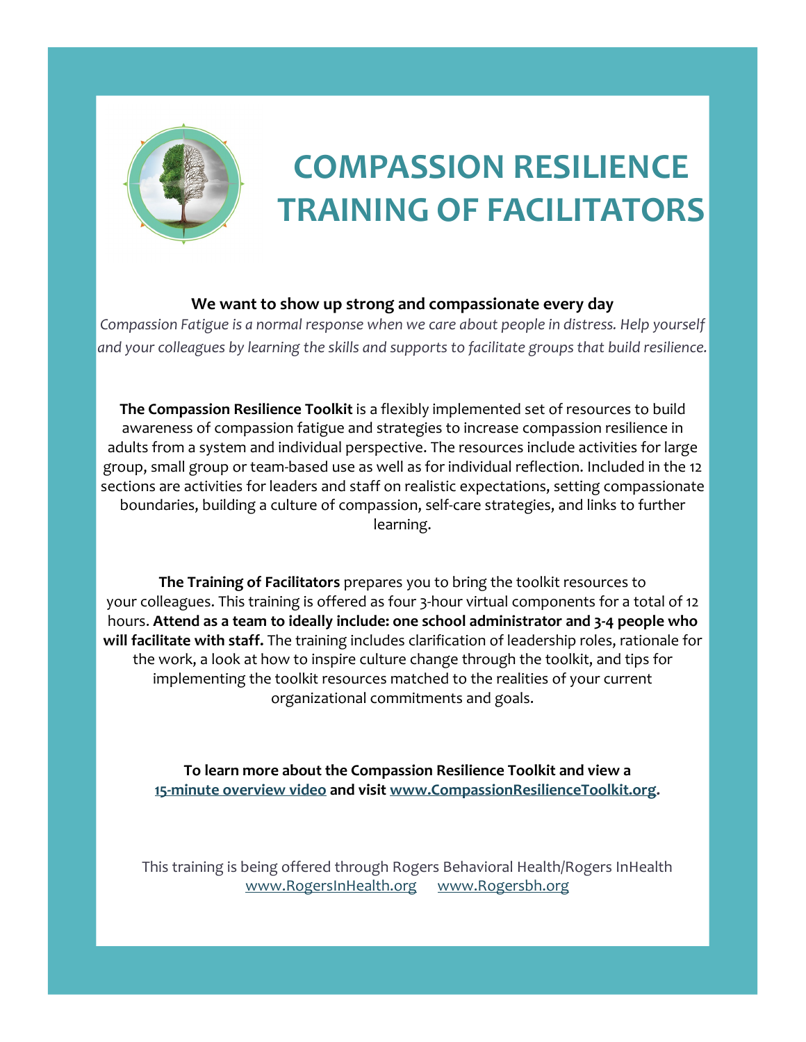# COMPASSION RESILIENCE TRAINING OF FACILITATORS

**We want to show up strong and compassionate every day**

*Compassion Fatigue is a normal response when we care about people in distress. Help yourself and your colleagues by learning the skills and supports to facilitate groups that build resilience.*

**The Compassion Resilience Toolkit** is a flexibly implemented set of resources to build awareness of compassion fatigue and strategies to increase compassion resilience in adults from a system and individual perspective. The resources include activities for large group, small group or team-based use as well as for individual reflection. Included in the 12 sections are activities for leaders and staff on realistic expectations, setting compassionate boundaries, building a culture of compassion, self-care strategies, and links to further learning.

**The Training of Facilitators** prepares you to bring the toolkit resources to your colleagues. This training is offered as four 3-hour virtual components for a total of 12 hours. **Attend as a team to ideally include: one school administrator and 3-4 people who will facilitate with staff.** The training includes clarification of leadership roles, rationale for the work, a look at how to inspire culture change through the toolkit, and tips for implementing the toolkit resources matched to the realities of your current organizational commitments and goals.

**To learn more about the Compassion Resilience Toolkit and view a 15-minute overview video and visit www.CompassionResilienceToolkit.org.**

This training is being offered through Rogers Behavioral Health/Rogers InHealth
www.RogersInHealth.org www.Rogersbh.org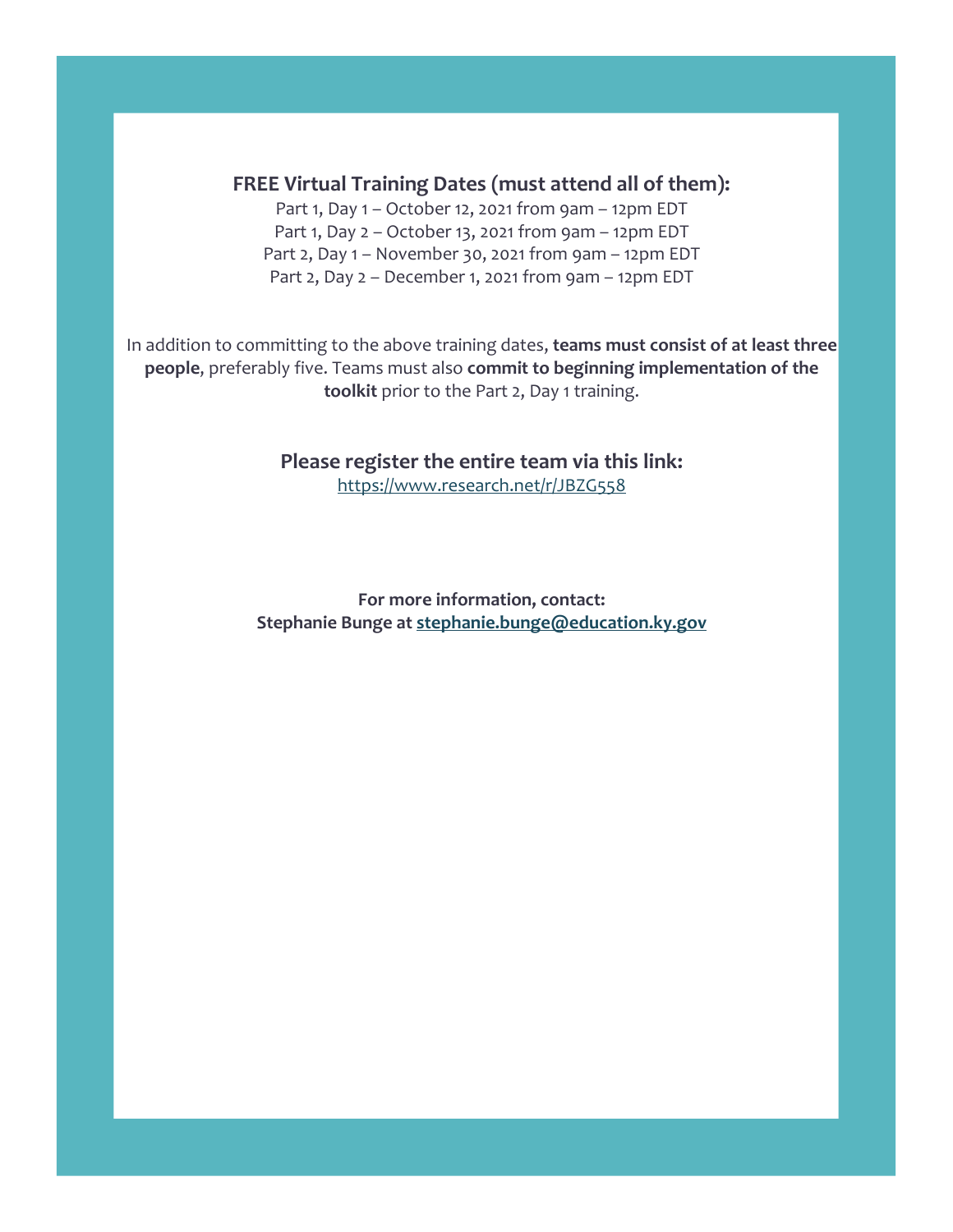**FREE Virtual Training Dates (must attend all of them):**

Part 1, Day 1 – October 12, 2021 from 9am – 12pm EDT
Part 1, Day 2 – October 13, 2021 from 9am – 12pm EDT
Part 2, Day 1 – November 30, 2021 from 9am – 12pm EDT
Part 2, Day 2 – December 1, 2021 from 9am – 12pm EDT

In addition to committing to the above training dates, **teams must consist of at least three people**, preferably five. Teams must also **commit to beginning implementation of the toolkit** prior to the Part 2, Day 1 training.

**Please register the entire team via this link:**
https://www.research.net/r/JBZG558

**For more information, contact:**
**Stephanie Bunge at stephanie.bunge@education.ky.gov**